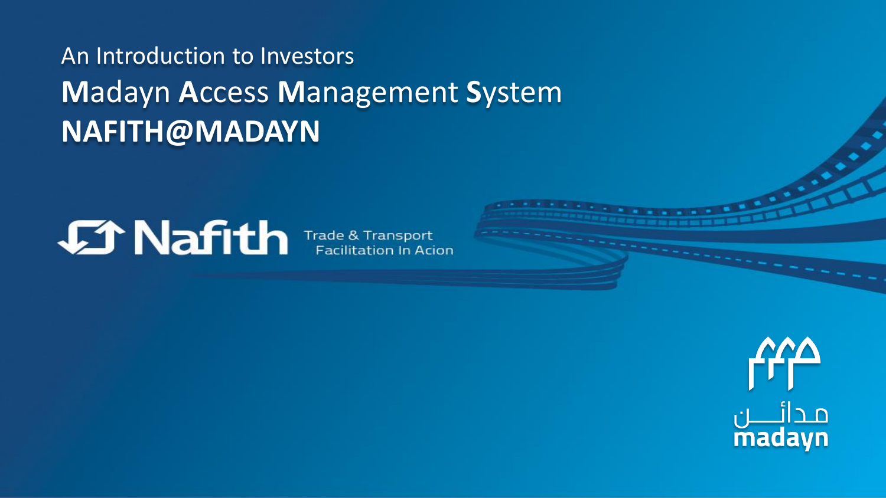An Introduction to Investors

# **M**adayn **A**ccess **M**anagement **S**ystem

# **NAFITH@MADAYN**

Nafith Trade & Transport Facilitation In Acion

مدائـــن
madayn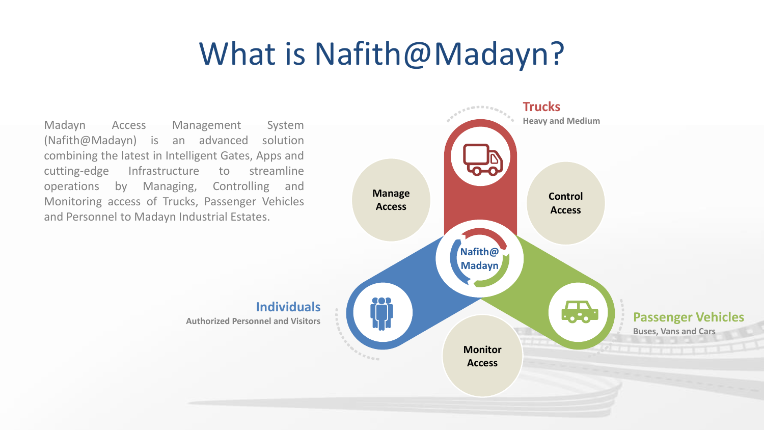# What is Nafith@Madayn?

Madayn Access Management System (Nafith@Madayn) is an advanced solution combining the latest in Intelligent Gates, Apps and cutting-edge Infrastructure to streamline operations by Managing, Controlling and Monitoring access of Trucks, Passenger Vehicles and Personnel to Madayn Industrial Estates.

**Trucks**
Heavy and Medium

**Manage Access**

**Control Access**

**Nafith@ Madayn**

**Individuals**
Authorized Personnel and Visitors

**Passenger Vehicles**
Buses, Vans and Cars

**Monitor Access**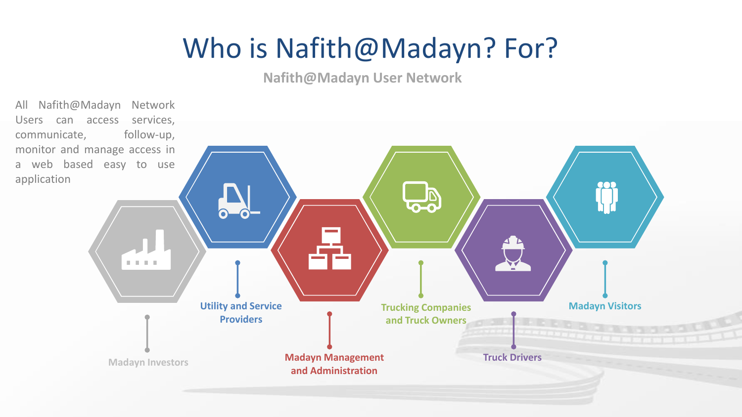# Who is Nafith@Madayn? For?

**Nafith@Madayn User Network**

All Nafith@Madayn Network Users can access services, communicate, follow-up, monitor and manage access in a web based easy to use application

- Madayn Investors
- Utility and Service Providers
- Madayn Management and Administration
- Trucking Companies and Truck Owners
- Truck Drivers
- Madayn Visitors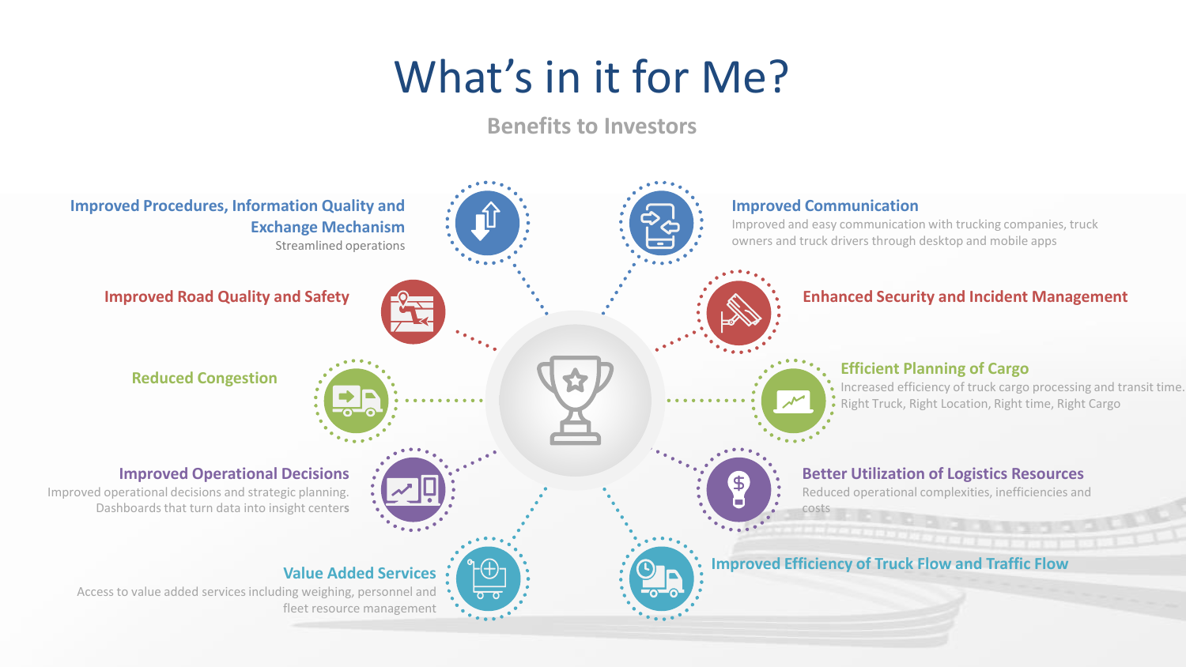# What's in it for Me?

## Benefits to Investors

### Improved Procedures, Information Quality and Exchange Mechanism

Streamlined operations

### Improved Road Quality and Safety

### Reduced Congestion

### Improved Operational Decisions

Improved operational decisions and strategic planning. Dashboards that turn data into insight centers

### Value Added Services

Access to value added services including weighing, personnel and fleet resource management

### Improved Communication

Improved and easy communication with trucking companies, truck owners and truck drivers through desktop and mobile apps

### Enhanced Security and Incident Management

### Efficient Planning of Cargo

Increased efficiency of truck cargo processing and transit time. Right Truck, Right Location, Right time, Right Cargo

### Better Utilization of Logistics Resources

Reduced operational complexities, inefficiencies and costs

### Improved Efficiency of Truck Flow and Traffic Flow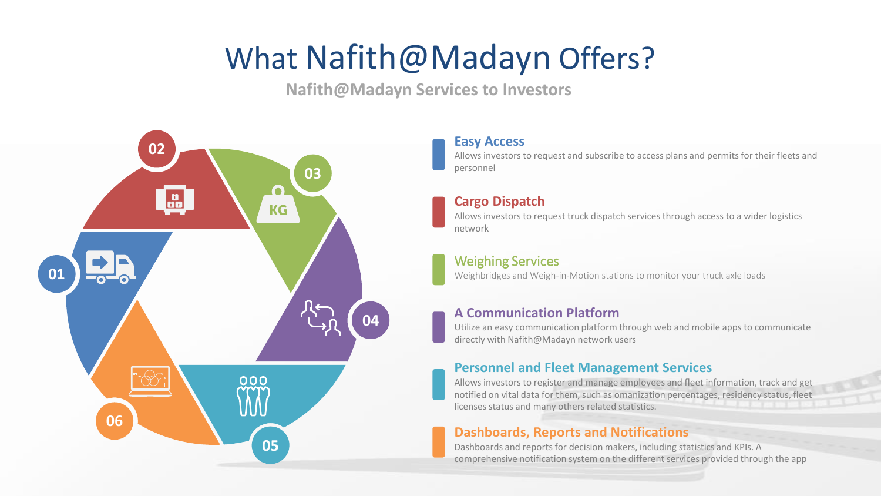# What Nafith@Madayn Offers?

## Nafith@Madayn Services to Investors

### Easy Access

Allows investors to request and subscribe to access plans and permits for their fleets and personnel

### Cargo Dispatch

Allows investors to request truck dispatch services through access to a wider logistics network

### Weighing Services

Weighbridges and Weigh-in-Motion stations to monitor your truck axle loads

### A Communication Platform

Utilize an easy communication platform through web and mobile apps to communicate directly with Nafith@Madayn network users

### Personnel and Fleet Management Services

Allows investors to register and manage employees and fleet information, track and get notified on vital data for them, such as omanization percentages, residency status, fleet licenses status and many others related statistics.

### Dashboards, Reports and Notifications

Dashboards and reports for decision makers, including statistics and KPIs. A comprehensive notification system on the different services provided through the app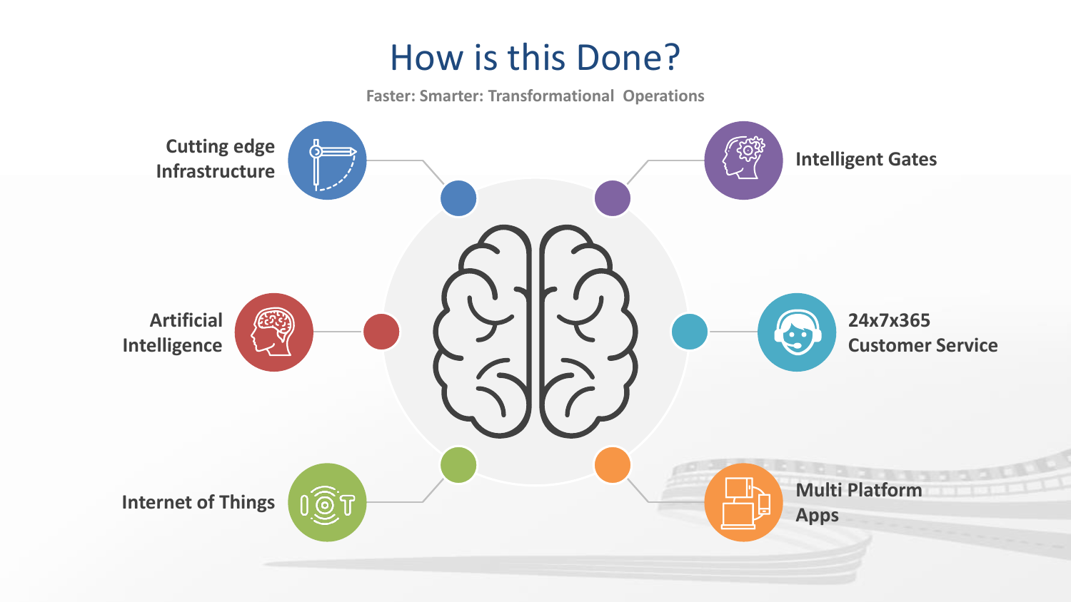# How is this Done?

**Faster: Smarter: Transformational  Operations**

- **Cutting edge Infrastructure**
- **Intelligent Gates**
- **Artificial Intelligence**
- **24x7x365 Customer Service**
- **Internet of Things**
- **Multi Platform Apps**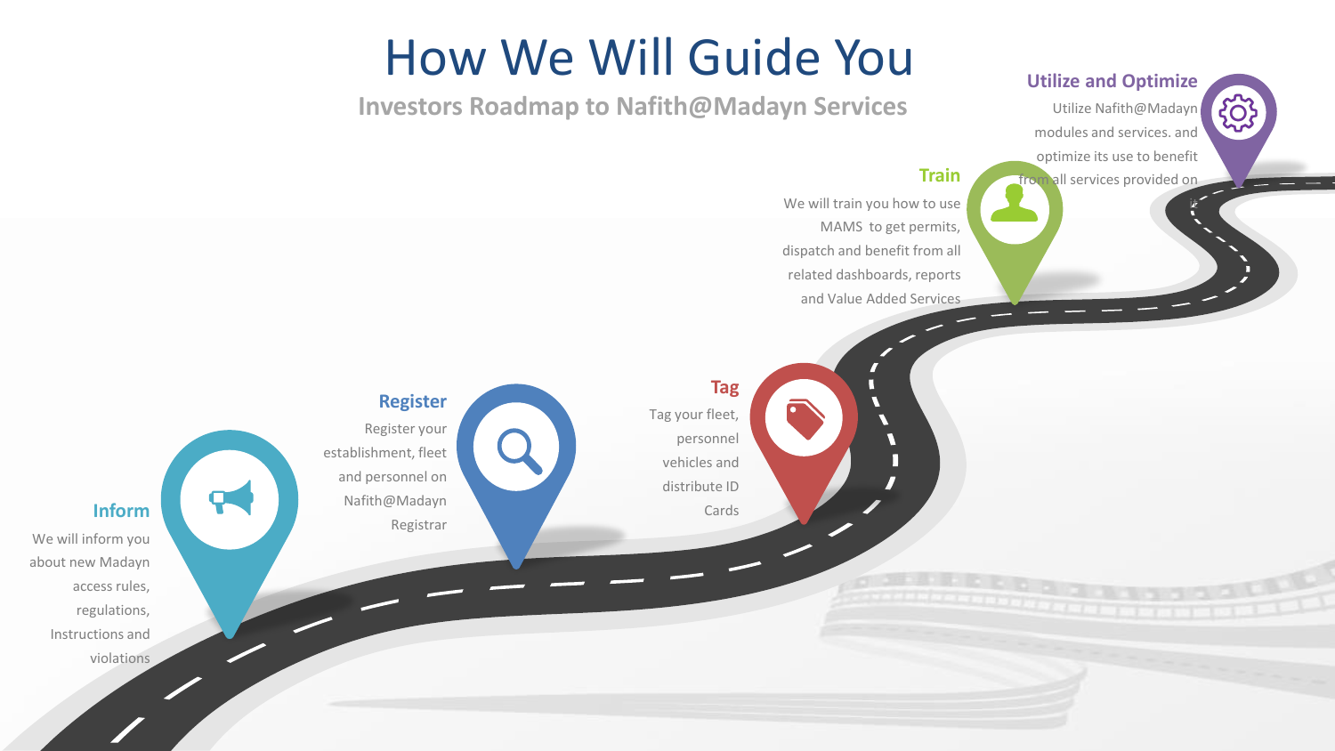# How We Will Guide You

## Investors Roadmap to Nafith@Madayn Services

### Inform

We will inform you about new Madayn access rules, regulations, Instructions and violations

### Register

Register your establishment, fleet and personnel on Nafith@Madayn Registrar

### Tag

Tag your fleet, personnel vehicles and distribute ID Cards

### Train

We will train you how to use MAMS to get permits, dispatch and benefit from all related dashboards, reports and Value Added Services

### Utilize and Optimize

Utilize Nafith@Madayn modules and services. and optimize its use to benefit from all services provided on it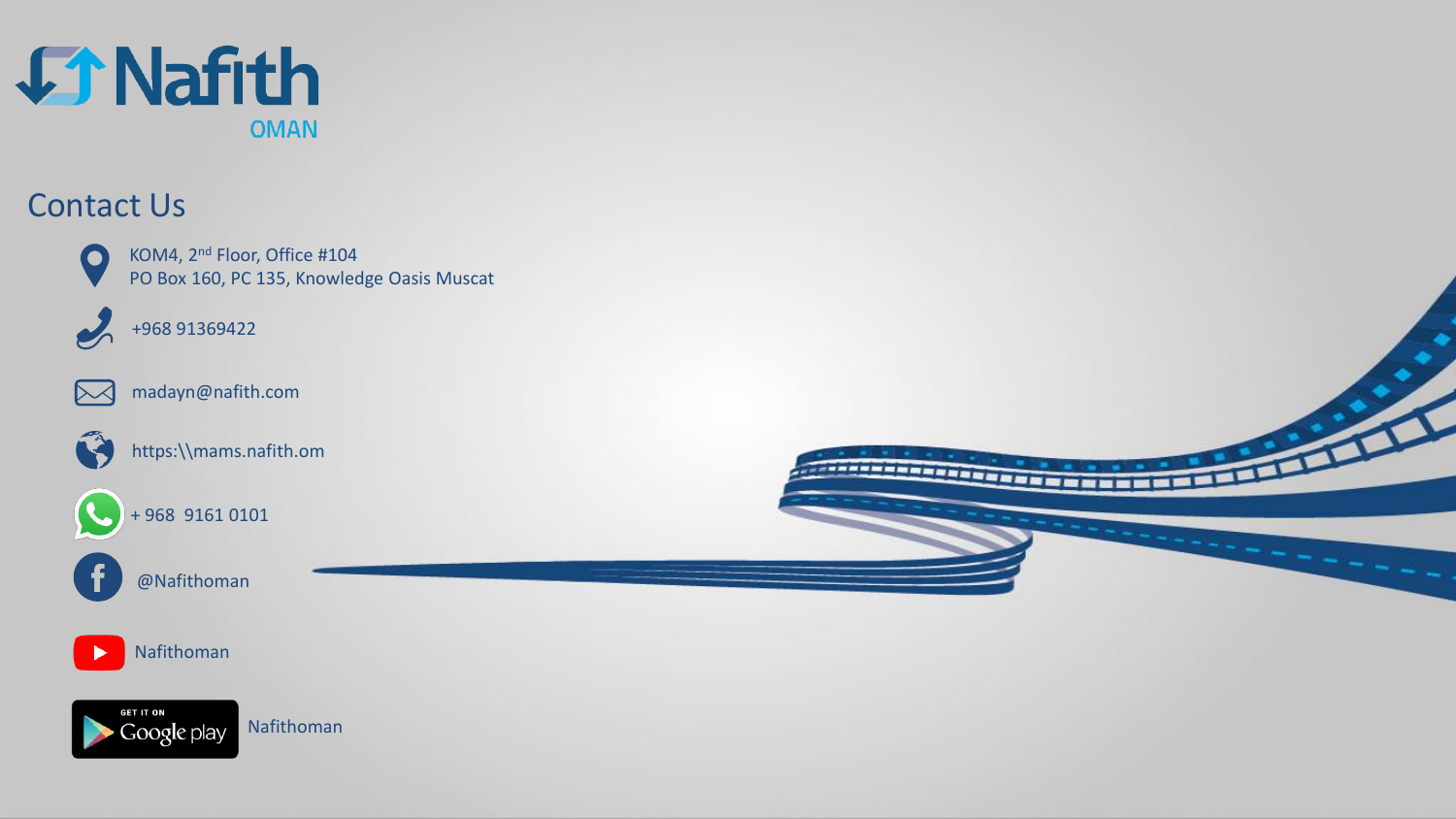Nafith

OMAN

## Contact Us

KOM4, 2nd Floor, Office #104
PO Box 160, PC 135, Knowledge Oasis Muscat

+968 91369422

madayn@nafith.com

https:\\mams.nafith.om

+ 968 9161 0101

@Nafithoman

Nafithoman

GET IT ON Google play Nafithoman